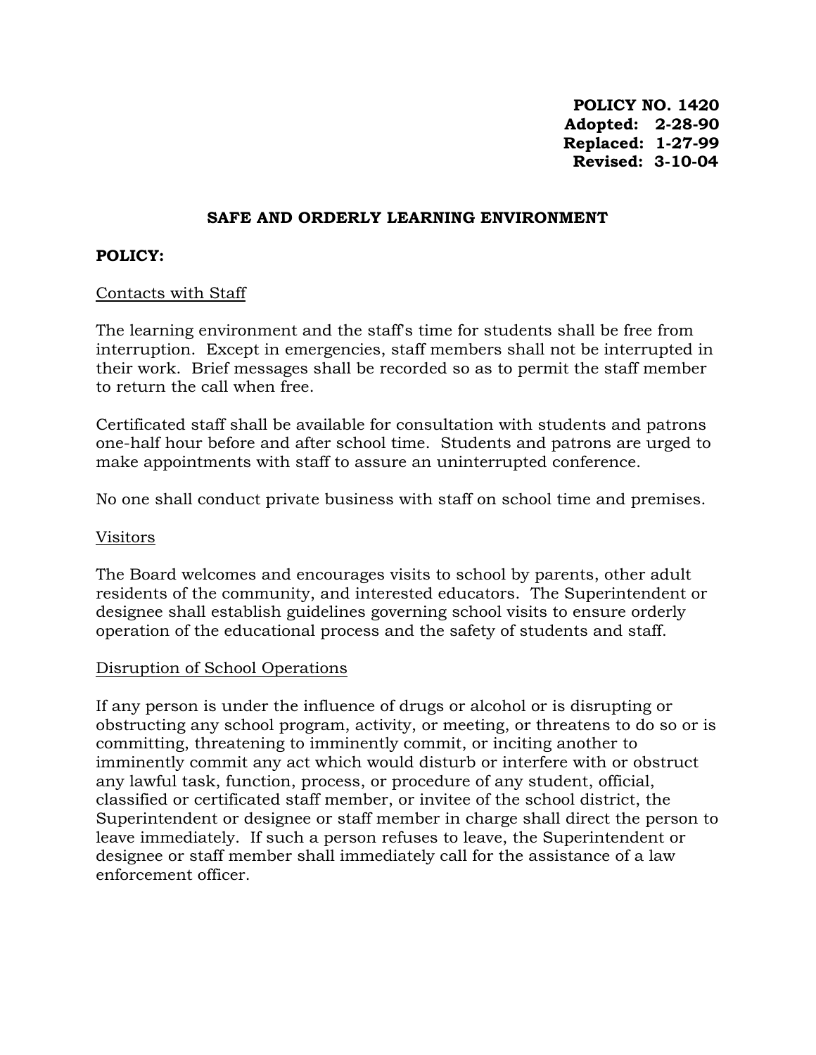**POLICY NO. 1420**
**Adopted: 2-28-90**
**Replaced: 1-27-99**
**Revised: 3-10-04**

# SAFE AND ORDERLY LEARNING ENVIRONMENT

**POLICY:**

## Contacts with Staff

The learning environment and the staff's time for students shall be free from interruption. Except in emergencies, staff members shall not be interrupted in their work. Brief messages shall be recorded so as to permit the staff member to return the call when free.

Certificated staff shall be available for consultation with students and patrons one-half hour before and after school time. Students and patrons are urged to make appointments with staff to assure an uninterrupted conference.

No one shall conduct private business with staff on school time and premises.

## Visitors

The Board welcomes and encourages visits to school by parents, other adult residents of the community, and interested educators. The Superintendent or designee shall establish guidelines governing school visits to ensure orderly operation of the educational process and the safety of students and staff.

## Disruption of School Operations

If any person is under the influence of drugs or alcohol or is disrupting or obstructing any school program, activity, or meeting, or threatens to do so or is committing, threatening to imminently commit, or inciting another to imminently commit any act which would disturb or interfere with or obstruct any lawful task, function, process, or procedure of any student, official, classified or certificated staff member, or invitee of the school district, the Superintendent or designee or staff member in charge shall direct the person to leave immediately. If such a person refuses to leave, the Superintendent or designee or staff member shall immediately call for the assistance of a law enforcement officer.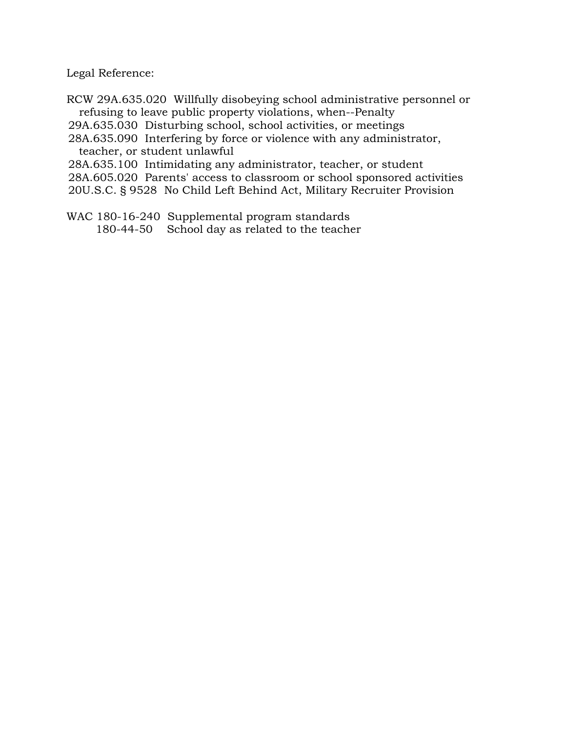Legal Reference:

RCW 29A.635.020 Willfully disobeying school administrative personnel or refusing to leave public property violations, when--Penalty
29A.635.030 Disturbing school, school activities, or meetings
28A.635.090 Interfering by force or violence with any administrator, teacher, or student unlawful
28A.635.100 Intimidating any administrator, teacher, or student
28A.605.020 Parents' access to classroom or school sponsored activities
20U.S.C. § 9528 No Child Left Behind Act, Military Recruiter Provision

WAC 180-16-240 Supplemental program standards
180-44-50 School day as related to the teacher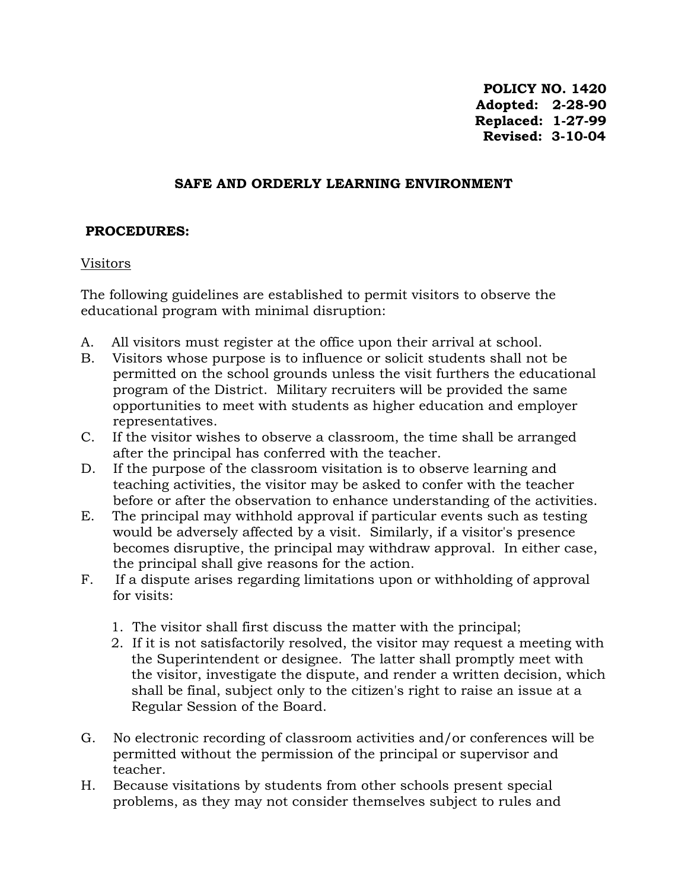**POLICY NO. 1420**
**Adopted: 2-28-90**
**Replaced: 1-27-99**
**Revised: 3-10-04**

## SAFE AND ORDERLY LEARNING ENVIRONMENT

**PROCEDURES:**

Visitors

The following guidelines are established to permit visitors to observe the educational program with minimal disruption:

A. All visitors must register at the office upon their arrival at school.

B. Visitors whose purpose is to influence or solicit students shall not be permitted on the school grounds unless the visit furthers the educational program of the District. Military recruiters will be provided the same opportunities to meet with students as higher education and employer representatives.

C. If the visitor wishes to observe a classroom, the time shall be arranged after the principal has conferred with the teacher.

D. If the purpose of the classroom visitation is to observe learning and teaching activities, the visitor may be asked to confer with the teacher before or after the observation to enhance understanding of the activities.

E. The principal may withhold approval if particular events such as testing would be adversely affected by a visit. Similarly, if a visitor's presence becomes disruptive, the principal may withdraw approval. In either case, the principal shall give reasons for the action.

F. If a dispute arises regarding limitations upon or withholding of approval for visits:

   1. The visitor shall first discuss the matter with the principal;
   2. If it is not satisfactorily resolved, the visitor may request a meeting with the Superintendent or designee. The latter shall promptly meet with the visitor, investigate the dispute, and render a written decision, which shall be final, subject only to the citizen's right to raise an issue at a Regular Session of the Board.

G. No electronic recording of classroom activities and/or conferences will be permitted without the permission of the principal or supervisor and teacher.

H. Because visitations by students from other schools present special problems, as they may not consider themselves subject to rules and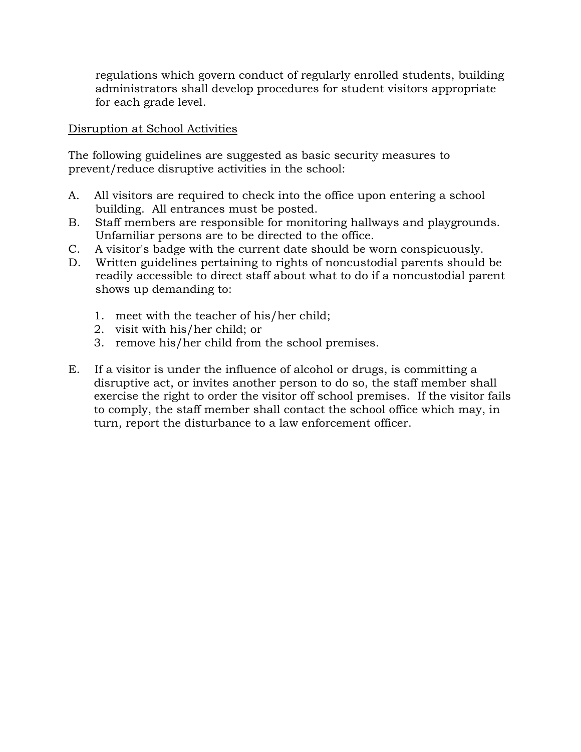regulations which govern conduct of regularly enrolled students, building administrators shall develop procedures for student visitors appropriate for each grade level.

<u>Disruption at School Activities</u>

The following guidelines are suggested as basic security measures to prevent/reduce disruptive activities in the school:

A. All visitors are required to check into the office upon entering a school building. All entrances must be posted.
B. Staff members are responsible for monitoring hallways and playgrounds. Unfamiliar persons are to be directed to the office.
C. A visitor's badge with the current date should be worn conspicuously.
D. Written guidelines pertaining to rights of noncustodial parents should be readily accessible to direct staff about what to do if a noncustodial parent shows up demanding to:

    1. meet with the teacher of his/her child;
    2. visit with his/her child; or
    3. remove his/her child from the school premises.

E. If a visitor is under the influence of alcohol or drugs, is committing a disruptive act, or invites another person to do so, the staff member shall exercise the right to order the visitor off school premises. If the visitor fails to comply, the staff member shall contact the school office which may, in turn, report the disturbance to a law enforcement officer.